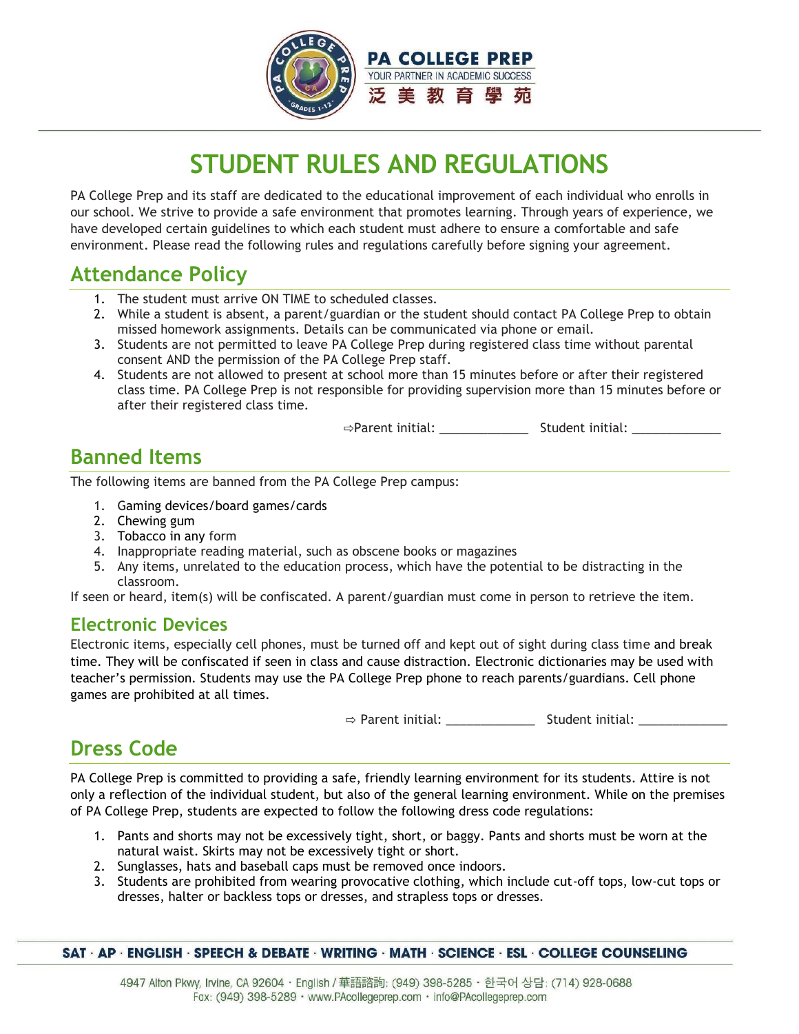# STUDENT RULES AND REGULATIONS

PA College Prep and its staff are dedicated to the educational improvement of each individual who enrolls in our school. We strive to provide a safe environment that promotes learning. Through years of experience, we have developed certain guidelines to which each student must adhere to ensure a comfortable and safe environment. Please read the following rules and regulations carefully before signing your agreement.

## Attendance Policy

1. The student must arrive ON TIME to scheduled classes.
2. While a student is absent, a parent/guardian or the student should contact PA College Prep to obtain missed homework assignments. Details can be communicated via phone or email.
3. Students are not permitted to leave PA College Prep during registered class time without parental consent AND the permission of the PA College Prep staff.
4. Students are not allowed to present at school more than 15 minutes before or after their registered class time. PA College Prep is not responsible for providing supervision more than 15 minutes before or after their registered class time.

⇨Parent initial: _____________ Student initial: _____________

## Banned Items

The following items are banned from the PA College Prep campus:

1. Gaming devices/board games/cards
2. Chewing gum
3. Tobacco in any form
4. Inappropriate reading material, such as obscene books or magazines
5. Any items, unrelated to the education process, which have the potential to be distracting in the classroom.

If seen or heard, item(s) will be confiscated. A parent/guardian must come in person to retrieve the item.

### Electronic Devices

Electronic items, especially cell phones, must be turned off and kept out of sight during class time and break time. They will be confiscated if seen in class and cause distraction. Electronic dictionaries may be used with teacher's permission. Students may use the PA College Prep phone to reach parents/guardians. Cell phone games are prohibited at all times.

⇨ Parent initial: _____________ Student initial: _____________

## Dress Code

PA College Prep is committed to providing a safe, friendly learning environment for its students. Attire is not only a reflection of the individual student, but also of the general learning environment. While on the premises of PA College Prep, students are expected to follow the following dress code regulations:

1. Pants and shorts may not be excessively tight, short, or baggy. Pants and shorts must be worn at the natural waist. Skirts may not be excessively tight or short.
2. Sunglasses, hats and baseball caps must be removed once indoors.
3. Students are prohibited from wearing provocative clothing, which include cut-off tops, low-cut tops or dresses, halter or backless tops or dresses, and strapless tops or dresses.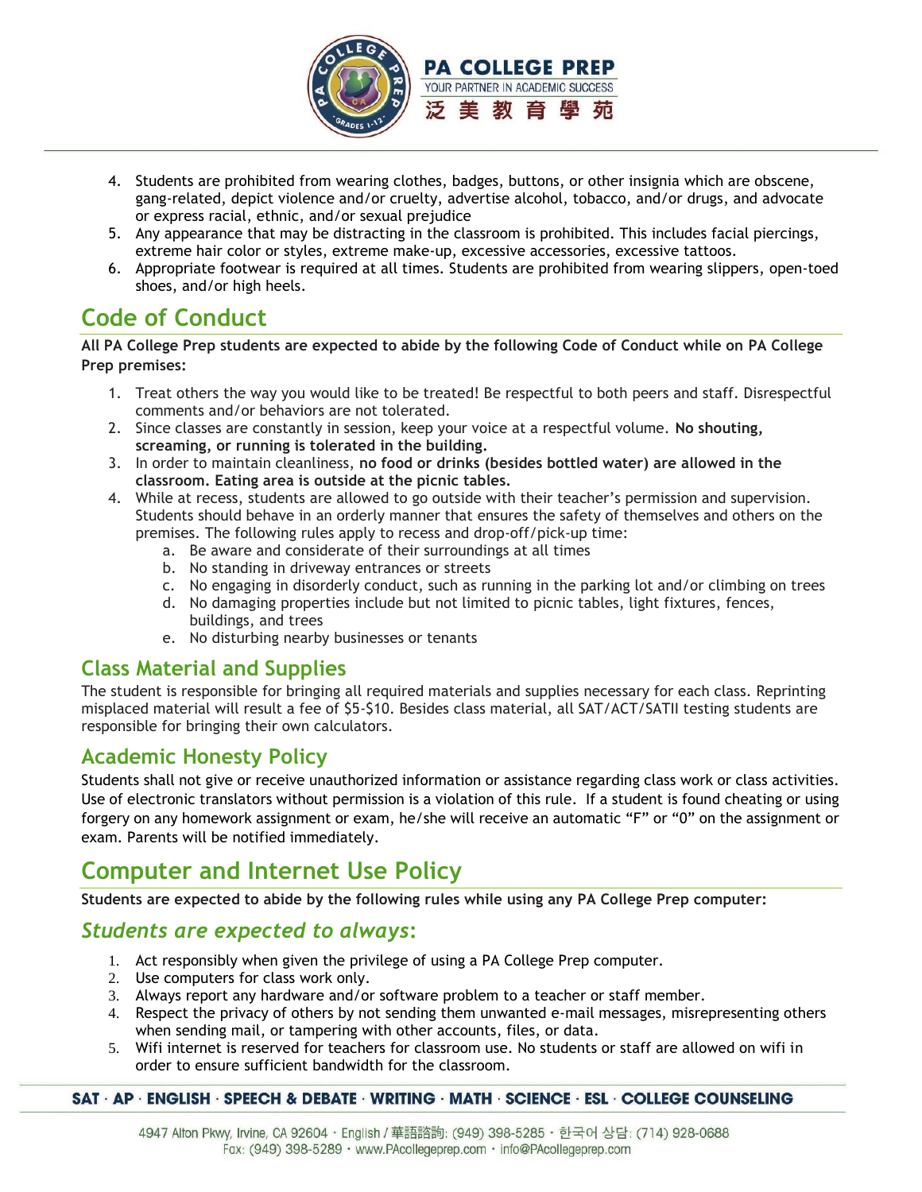4. Students are prohibited from wearing clothes, badges, buttons, or other insignia which are obscene, gang-related, depict violence and/or cruelty, advertise alcohol, tobacco, and/or drugs, and advocate or express racial, ethnic, and/or sexual prejudice
5. Any appearance that may be distracting in the classroom is prohibited. This includes facial piercings, extreme hair color or styles, extreme make-up, excessive accessories, excessive tattoos.
6. Appropriate footwear is required at all times. Students are prohibited from wearing slippers, open-toed shoes, and/or high heels.

# Code of Conduct

**All PA College Prep students are expected to abide by the following Code of Conduct while on PA College Prep premises:**

1. Treat others the way you would like to be treated! Be respectful to both peers and staff. Disrespectful comments and/or behaviors are not tolerated.
2. Since classes are constantly in session, keep your voice at a respectful volume. **No shouting, screaming, or running is tolerated in the building.**
3. In order to maintain cleanliness, **no food or drinks (besides bottled water) are allowed in the classroom. Eating area is outside at the picnic tables.**
4. While at recess, students are allowed to go outside with their teacher's permission and supervision. Students should behave in an orderly manner that ensures the safety of themselves and others on the premises. The following rules apply to recess and drop-off/pick-up time:
    a. Be aware and considerate of their surroundings at all times
    b. No standing in driveway entrances or streets
    c. No engaging in disorderly conduct, such as running in the parking lot and/or climbing on trees
    d. No damaging properties include but not limited to picnic tables, light fixtures, fences, buildings, and trees
    e. No disturbing nearby businesses or tenants

## Class Material and Supplies

The student is responsible for bringing all required materials and supplies necessary for each class. Reprinting misplaced material will result a fee of $5-$10. Besides class material, all SAT/ACT/SATII testing students are responsible for bringing their own calculators.

## Academic Honesty Policy

Students shall not give or receive unauthorized information or assistance regarding class work or class activities. Use of electronic translators without permission is a violation of this rule. If a student is found cheating or using forgery on any homework assignment or exam, he/she will receive an automatic "F" or "0" on the assignment or exam. Parents will be notified immediately.

# Computer and Internet Use Policy

**Students are expected to abide by the following rules while using any PA College Prep computer:**

## *Students are expected to always*:

1. Act responsibly when given the privilege of using a PA College Prep computer.
2. Use computers for class work only.
3. Always report any hardware and/or software problem to a teacher or staff member.
4. Respect the privacy of others by not sending them unwanted e-mail messages, misrepresenting others when sending mail, or tampering with other accounts, files, or data.
5. Wifi internet is reserved for teachers for classroom use. No students or staff are allowed on wifi in order to ensure sufficient bandwidth for the classroom.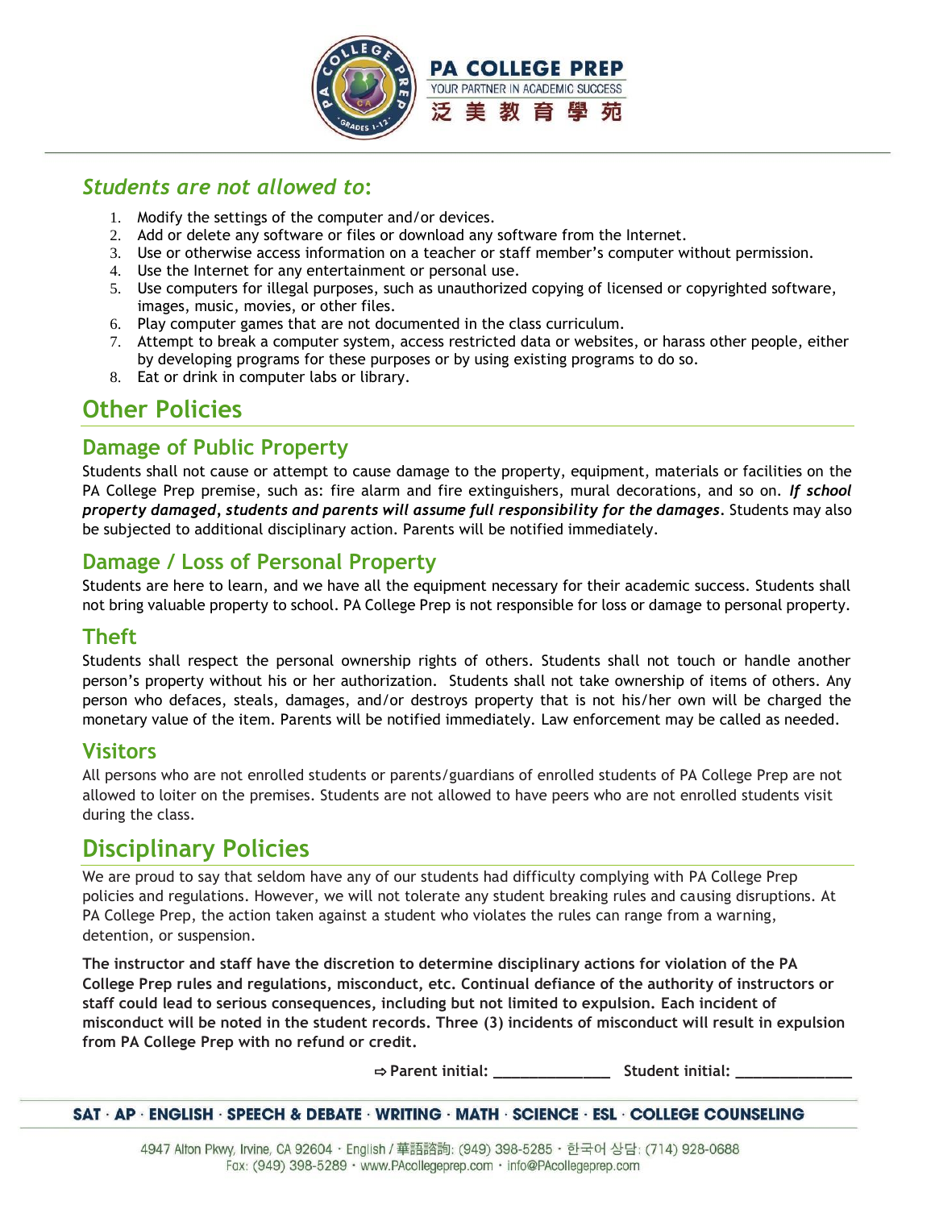## *Students are not allowed to*:

1. Modify the settings of the computer and/or devices.
2. Add or delete any software or files or download any software from the Internet.
3. Use or otherwise access information on a teacher or staff member's computer without permission.
4. Use the Internet for any entertainment or personal use.
5. Use computers for illegal purposes, such as unauthorized copying of licensed or copyrighted software, images, music, movies, or other files.
6. Play computer games that are not documented in the class curriculum.
7. Attempt to break a computer system, access restricted data or websites, or harass other people, either by developing programs for these purposes or by using existing programs to do so.
8. Eat or drink in computer labs or library.

# Other Policies

## Damage of Public Property

Students shall not cause or attempt to cause damage to the property, equipment, materials or facilities on the PA College Prep premise, such as: fire alarm and fire extinguishers, mural decorations, and so on. ***If school property damaged, students and parents will assume full responsibility for the damages***. Students may also be subjected to additional disciplinary action. Parents will be notified immediately.

## Damage / Loss of Personal Property

Students are here to learn, and we have all the equipment necessary for their academic success. Students shall not bring valuable property to school. PA College Prep is not responsible for loss or damage to personal property.

## Theft

Students shall respect the personal ownership rights of others. Students shall not touch or handle another person's property without his or her authorization. Students shall not take ownership of items of others. Any person who defaces, steals, damages, and/or destroys property that is not his/her own will be charged the monetary value of the item. Parents will be notified immediately. Law enforcement may be called as needed.

## Visitors

All persons who are not enrolled students or parents/guardians of enrolled students of PA College Prep are not allowed to loiter on the premises. Students are not allowed to have peers who are not enrolled students visit during the class.

# Disciplinary Policies

We are proud to say that seldom have any of our students had difficulty complying with PA College Prep policies and regulations. However, we will not tolerate any student breaking rules and causing disruptions. At PA College Prep, the action taken against a student who violates the rules can range from a warning, detention, or suspension.

**The instructor and staff have the discretion to determine disciplinary actions for violation of the PA College Prep rules and regulations, misconduct, etc. Continual defiance of the authority of instructors or staff could lead to serious consequences, including but not limited to expulsion. Each incident of misconduct will be noted in the student records. Three (3) incidents of misconduct will result in expulsion from PA College Prep with no refund or credit.**

**⇨ Parent initial: _______________ Student initial: _______________**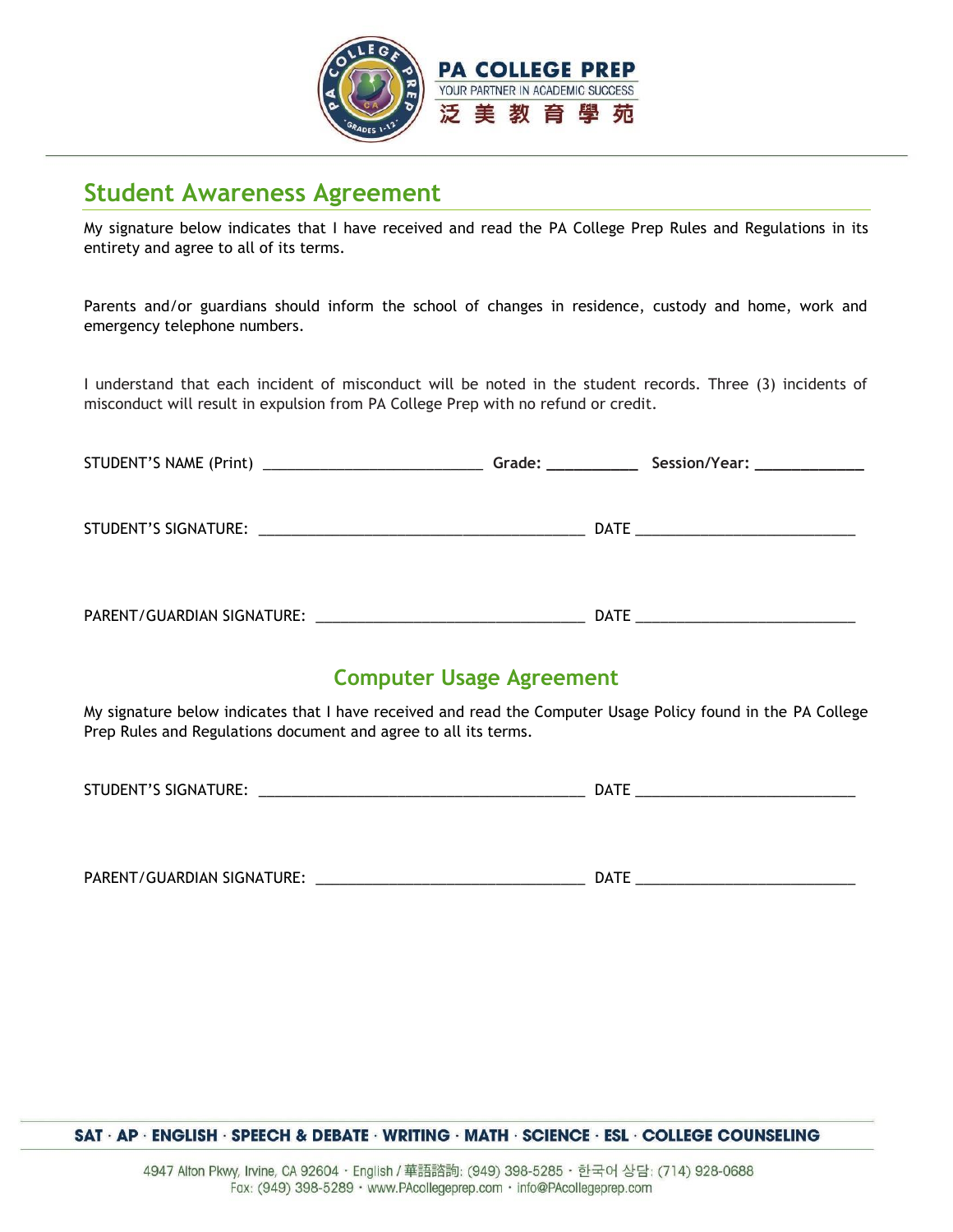PA COLLEGE PREP
YOUR PARTNER IN ACADEMIC SUCCESS
泛美教育學苑

## Student Awareness Agreement

My signature below indicates that I have received and read the PA College Prep Rules and Regulations in its entirety and agree to all of its terms.

Parents and/or guardians should inform the school of changes in residence, custody and home, work and emergency telephone numbers.

I understand that each incident of misconduct will be noted in the student records. Three (3) incidents of misconduct will result in expulsion from PA College Prep with no refund or credit.

STUDENT'S NAME (Print) ___________________________ Grade: ___________ Session/Year: _____________

STUDENT'S SIGNATURE: ________________________________________ DATE ___________________________

PARENT/GUARDIAN SIGNATURE: _________________________________ DATE ___________________________

## Computer Usage Agreement

My signature below indicates that I have received and read the Computer Usage Policy found in the PA College Prep Rules and Regulations document and agree to all its terms.

STUDENT'S SIGNATURE: ________________________________________ DATE ___________________________

PARENT/GUARDIAN SIGNATURE: _________________________________ DATE ___________________________

SAT · AP · ENGLISH · SPEECH & DEBATE · WRITING · MATH · SCIENCE · ESL · COLLEGE COUNSELING

4947 Alton Pkwy, Irvine, CA 92604 · English / 華語諮詢: (949) 398-5285 · 한국어 상담: (714) 928-0688
Fax: (949) 398-5289 · www.PAcollegeprep.com · info@PAcollegeprep.com